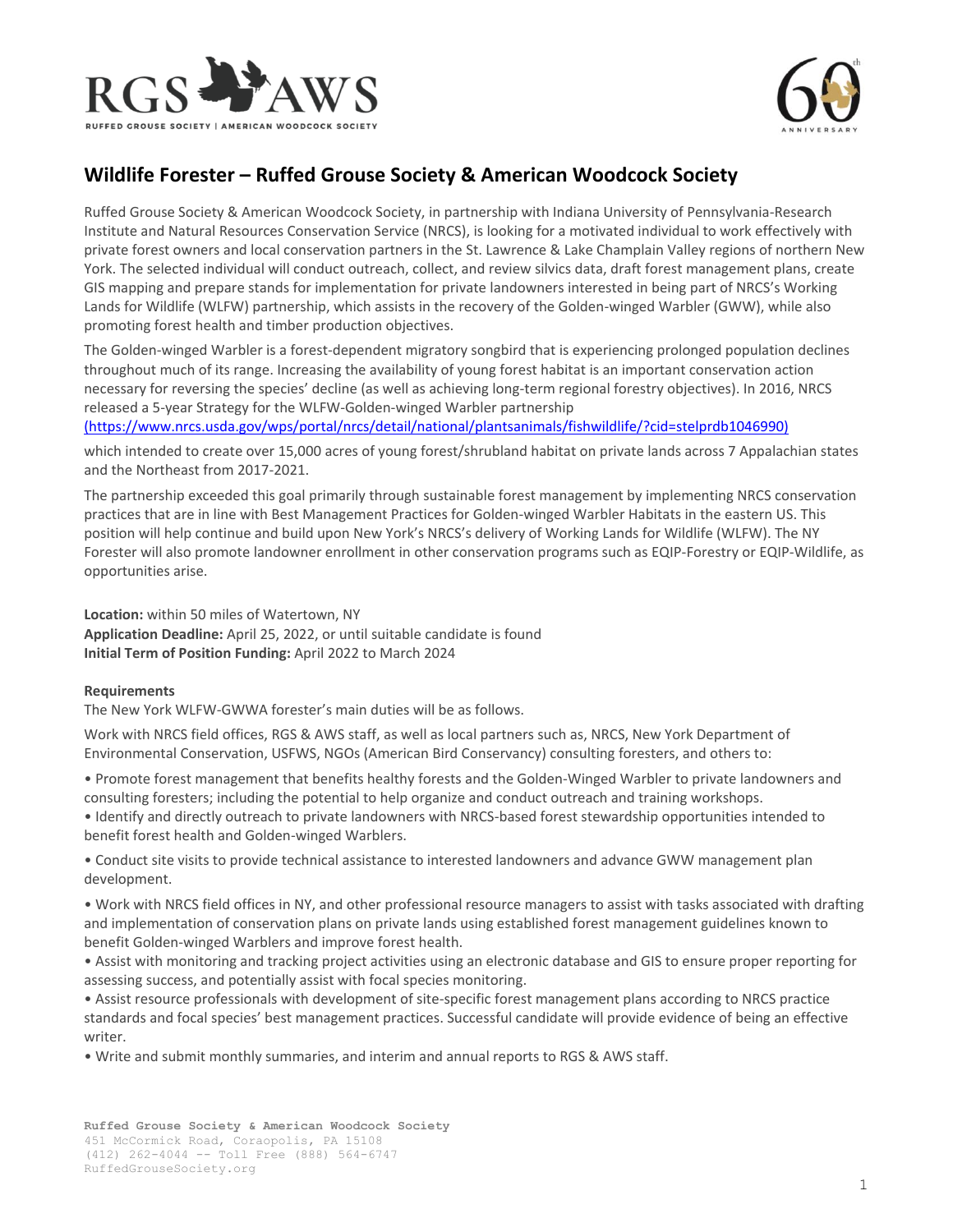# Wildlife Forester – Ruffed Grouse Society & American Woodcock Society

Ruffed Grouse Society & American Woodcock Society, in partnership with Indiana University of Pennsylvania-Research Institute and Natural Resources Conservation Service (NRCS), is looking for a motivated individual to work effectively with private forest owners and local conservation partners in the St. Lawrence & Lake Champlain Valley regions of northern New York. The selected individual will conduct outreach, collect, and review silvics data, draft forest management plans, create GIS mapping and prepare stands for implementation for private landowners interested in being part of NRCS's Working Lands for Wildlife (WLFW) partnership, which assists in the recovery of the Golden-winged Warbler (GWW), while also promoting forest health and timber production objectives.

The Golden-winged Warbler is a forest-dependent migratory songbird that is experiencing prolonged population declines throughout much of its range. Increasing the availability of young forest habitat is an important conservation action necessary for reversing the species' decline (as well as achieving long-term regional forestry objectives). In 2016, NRCS released a 5-year Strategy for the WLFW-Golden-winged Warbler partnership (https://www.nrcs.usda.gov/wps/portal/nrcs/detail/national/plantsanimals/fishwildlife/?cid=stelprdb1046990) which intended to create over 15,000 acres of young forest/shrubland habitat on private lands across 7 Appalachian states and the Northeast from 2017-2021.

The partnership exceeded this goal primarily through sustainable forest management by implementing NRCS conservation practices that are in line with Best Management Practices for Golden-winged Warbler Habitats in the eastern US. This position will help continue and build upon New York's NRCS's delivery of Working Lands for Wildlife (WLFW). The NY Forester will also promote landowner enrollment in other conservation programs such as EQIP-Forestry or EQIP-Wildlife, as opportunities arise.

**Location:** within 50 miles of Watertown, NY
**Application Deadline:** April 25, 2022, or until suitable candidate is found
**Initial Term of Position Funding:** April 2022 to March 2024

**Requirements**

The New York WLFW-GWWA forester's main duties will be as follows.

Work with NRCS field offices, RGS & AWS staff, as well as local partners such as, NRCS, New York Department of Environmental Conservation, USFWS, NGOs (American Bird Conservancy) consulting foresters, and others to:

- Promote forest management that benefits healthy forests and the Golden-Winged Warbler to private landowners and consulting foresters; including the potential to help organize and conduct outreach and training workshops.
- Identify and directly outreach to private landowners with NRCS-based forest stewardship opportunities intended to benefit forest health and Golden-winged Warblers.
- Conduct site visits to provide technical assistance to interested landowners and advance GWW management plan development.
- Work with NRCS field offices in NY, and other professional resource managers to assist with tasks associated with drafting and implementation of conservation plans on private lands using established forest management guidelines known to benefit Golden-winged Warblers and improve forest health.
- Assist with monitoring and tracking project activities using an electronic database and GIS to ensure proper reporting for assessing success, and potentially assist with focal species monitoring.
- Assist resource professionals with development of site-specific forest management plans according to NRCS practice standards and focal species' best management practices. Successful candidate will provide evidence of being an effective writer.
- Write and submit monthly summaries, and interim and annual reports to RGS & AWS staff.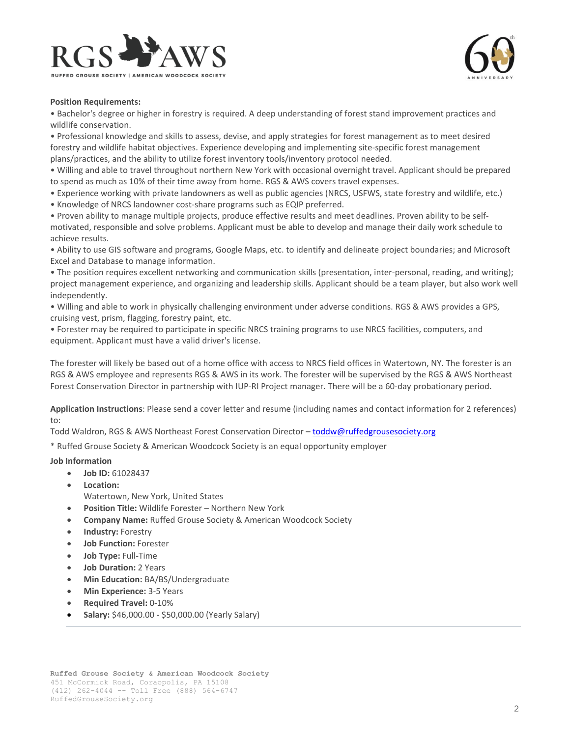**Position Requirements:**

- Bachelor's degree or higher in forestry is required. A deep understanding of forest stand improvement practices and wildlife conservation.
- Professional knowledge and skills to assess, devise, and apply strategies for forest management as to meet desired forestry and wildlife habitat objectives. Experience developing and implementing site-specific forest management plans/practices, and the ability to utilize forest inventory tools/inventory protocol needed.
- Willing and able to travel throughout northern New York with occasional overnight travel. Applicant should be prepared to spend as much as 10% of their time away from home. RGS & AWS covers travel expenses.
- Experience working with private landowners as well as public agencies (NRCS, USFWS, state forestry and wildlife, etc.)
- Knowledge of NRCS landowner cost-share programs such as EQIP preferred.
- Proven ability to manage multiple projects, produce effective results and meet deadlines. Proven ability to be self-motivated, responsible and solve problems. Applicant must be able to develop and manage their daily work schedule to achieve results.
- Ability to use GIS software and programs, Google Maps, etc. to identify and delineate project boundaries; and Microsoft Excel and Database to manage information.
- The position requires excellent networking and communication skills (presentation, inter-personal, reading, and writing); project management experience, and organizing and leadership skills. Applicant should be a team player, but also work well independently.
- Willing and able to work in physically challenging environment under adverse conditions. RGS & AWS provides a GPS, cruising vest, prism, flagging, forestry paint, etc.
- Forester may be required to participate in specific NRCS training programs to use NRCS facilities, computers, and equipment. Applicant must have a valid driver's license.

The forester will likely be based out of a home office with access to NRCS field offices in Watertown, NY. The forester is an RGS & AWS employee and represents RGS & AWS in its work. The forester will be supervised by the RGS & AWS Northeast Forest Conservation Director in partnership with IUP-RI Project manager. There will be a 60-day probationary period.

**Application Instructions**: Please send a cover letter and resume (including names and contact information for 2 references) to:
Todd Waldron, RGS & AWS Northeast Forest Conservation Director – toddw@ruffedgrousesociety.org

* Ruffed Grouse Society & American Woodcock Society is an equal opportunity employer

**Job Information**

- **Job ID:** 61028437
- **Location:**
  Watertown, New York, United States
- **Position Title:** Wildlife Forester – Northern New York
- **Company Name:** Ruffed Grouse Society & American Woodcock Society
- **Industry:** Forestry
- **Job Function:** Forester
- **Job Type:** Full-Time
- **Job Duration:** 2 Years
- **Min Education:** BA/BS/Undergraduate
- **Min Experience:** 3-5 Years
- **Required Travel:** 0-10%
- **Salary:** $46,000.00 - $50,000.00 (Yearly Salary)